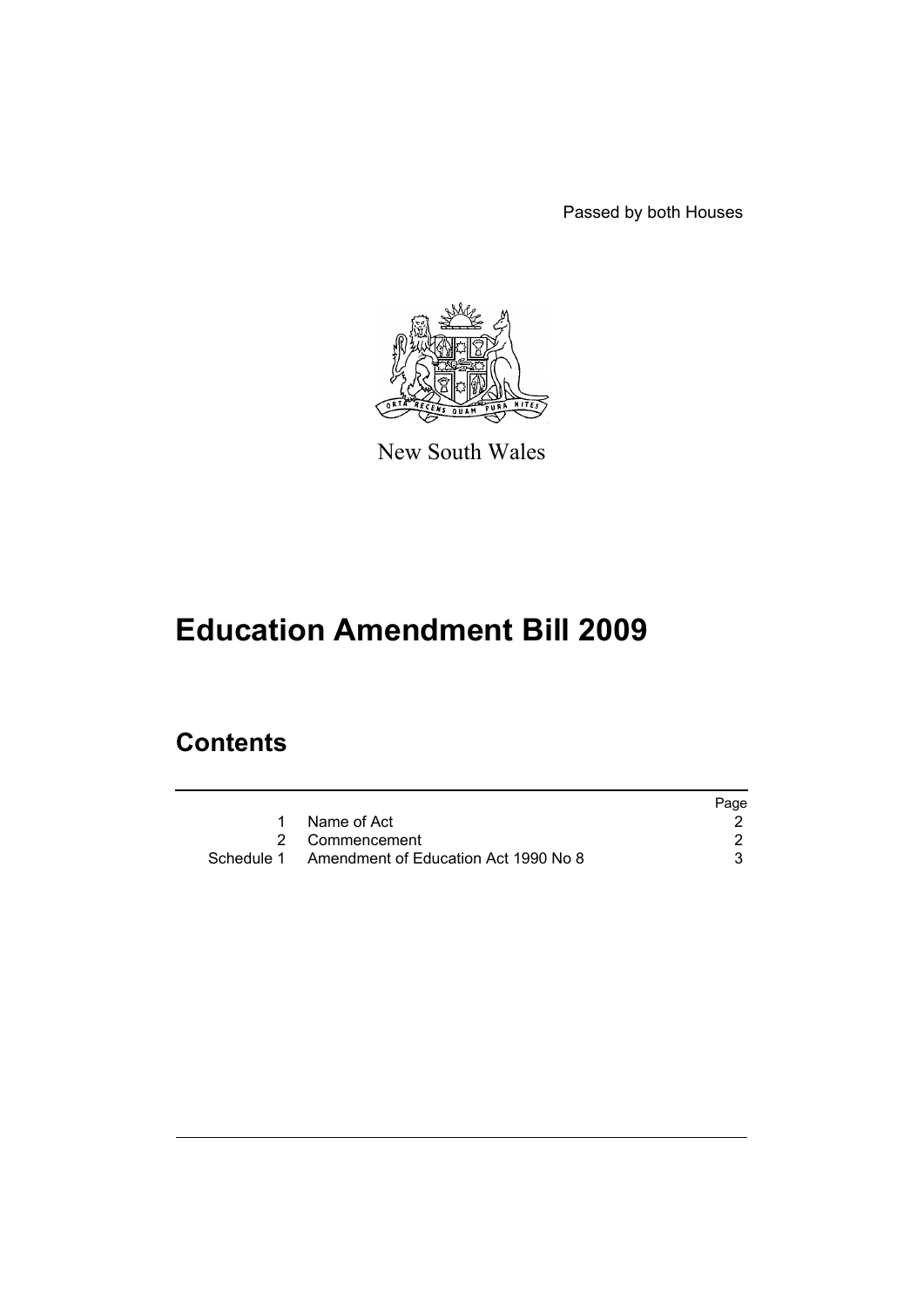Passed by both Houses

New South Wales

# Education Amendment Bill 2009

## Contents

| | | Page |
|---|---|---|
| 1 | Name of Act | 2 |
| 2 | Commencement | 2 |
| Schedule 1 | Amendment of Education Act 1990 No 8 | 3 |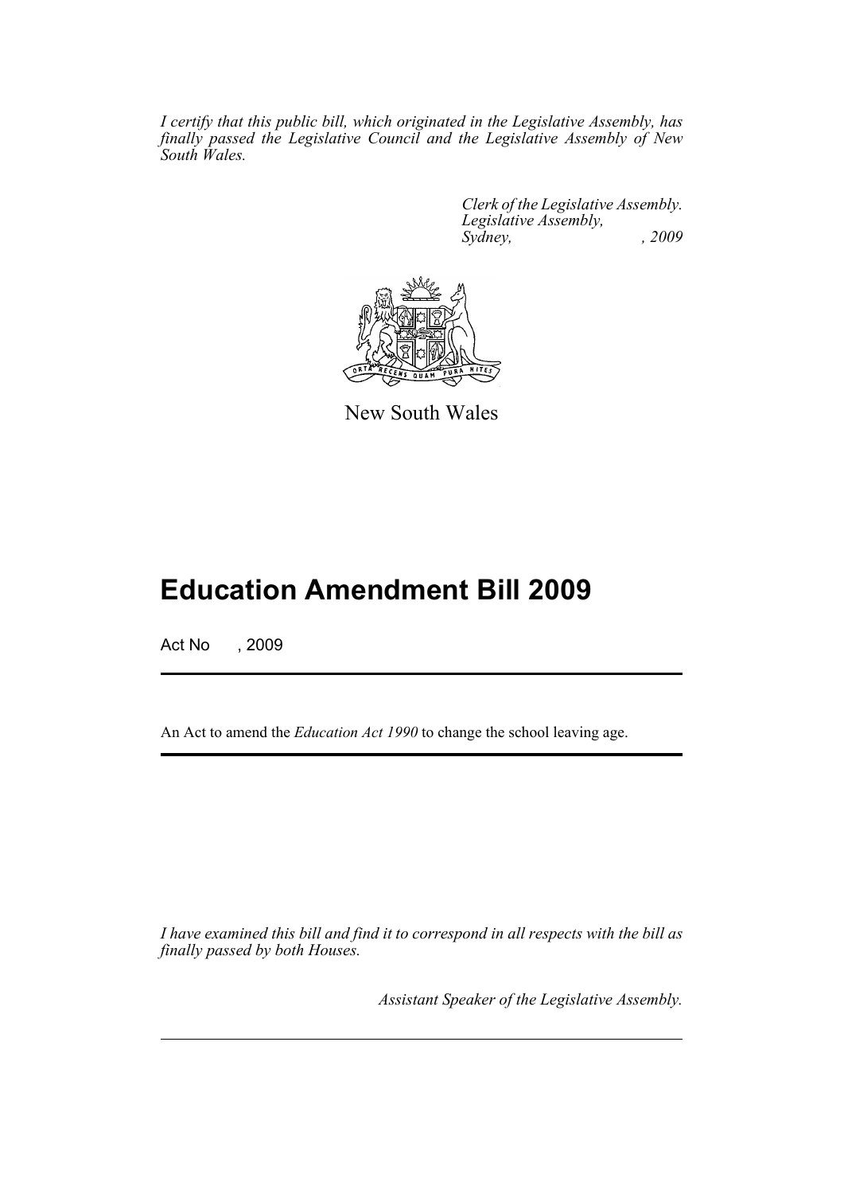*I certify that this public bill, which originated in the Legislative Assembly, has finally passed the Legislative Council and the Legislative Assembly of New South Wales.*

*Clerk of the Legislative Assembly.*
*Legislative Assembly,*
*Sydney, , 2009*

New South Wales

# Education Amendment Bill 2009

Act No , 2009

An Act to amend the *Education Act 1990* to change the school leaving age.

*I have examined this bill and find it to correspond in all respects with the bill as finally passed by both Houses.*

*Assistant Speaker of the Legislative Assembly.*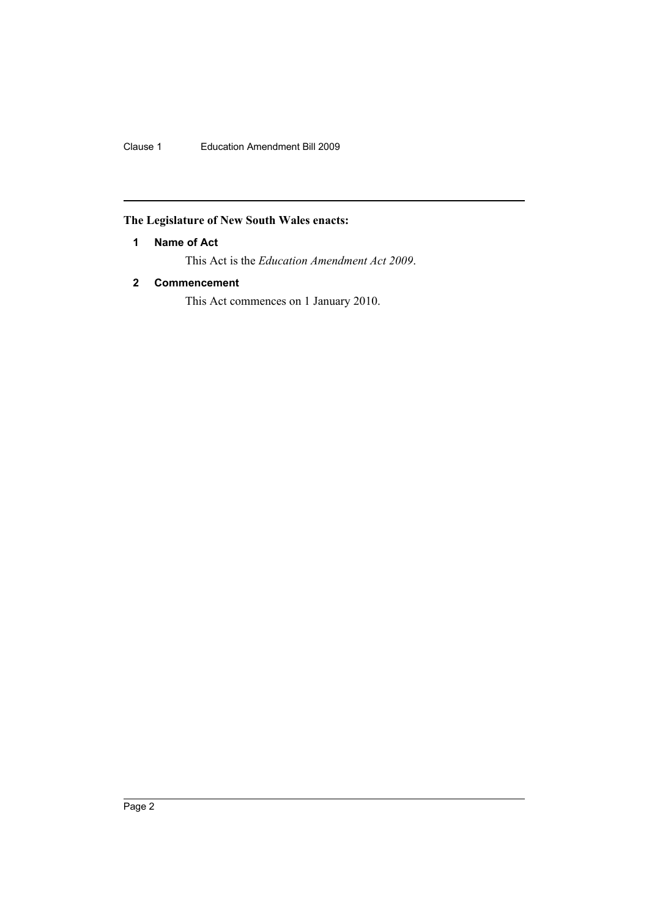**The Legislature of New South Wales enacts:**

### 1 Name of Act

This Act is the *Education Amendment Act 2009*.

### 2 Commencement

This Act commences on 1 January 2010.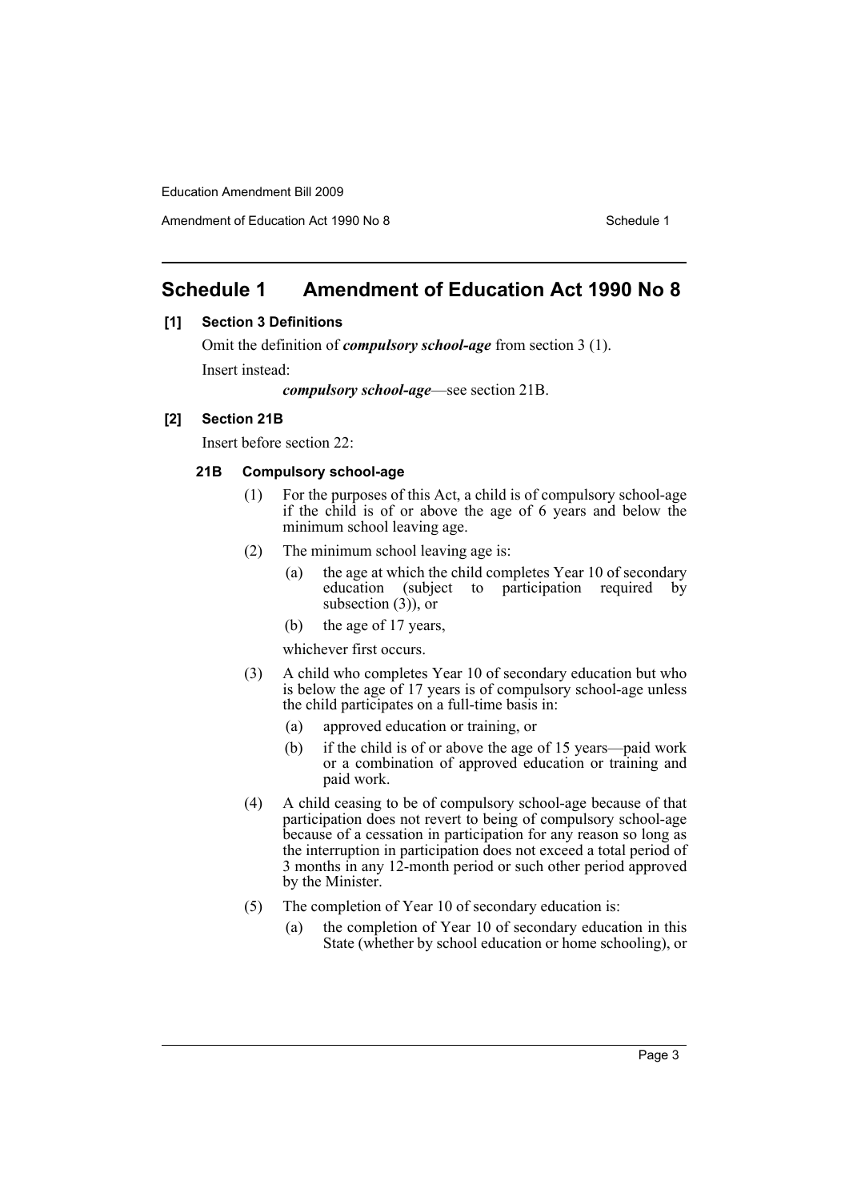# Schedule 1 Amendment of Education Act 1990 No 8

### [1] Section 3 Definitions

Omit the definition of ***compulsory school-age*** from section 3 (1).

Insert instead:

> ***compulsory school-age***—see section 21B.

### [2] Section 21B

Insert before section 22:

#### 21B Compulsory school-age

(1) For the purposes of this Act, a child is of compulsory school-age if the child is of or above the age of 6 years and below the minimum school leaving age.

(2) The minimum school leaving age is:

- (a) the age at which the child completes Year 10 of secondary education (subject to participation required by subsection (3)), or
- (b) the age of 17 years,

whichever first occurs.

(3) A child who completes Year 10 of secondary education but who is below the age of 17 years is of compulsory school-age unless the child participates on a full-time basis in:

- (a) approved education or training, or
- (b) if the child is of or above the age of 15 years—paid work or a combination of approved education or training and paid work.

(4) A child ceasing to be of compulsory school-age because of that participation does not revert to being of compulsory school-age because of a cessation in participation for any reason so long as the interruption in participation does not exceed a total period of 3 months in any 12-month period or such other period approved by the Minister.

(5) The completion of Year 10 of secondary education is:

- (a) the completion of Year 10 of secondary education in this State (whether by school education or home schooling), or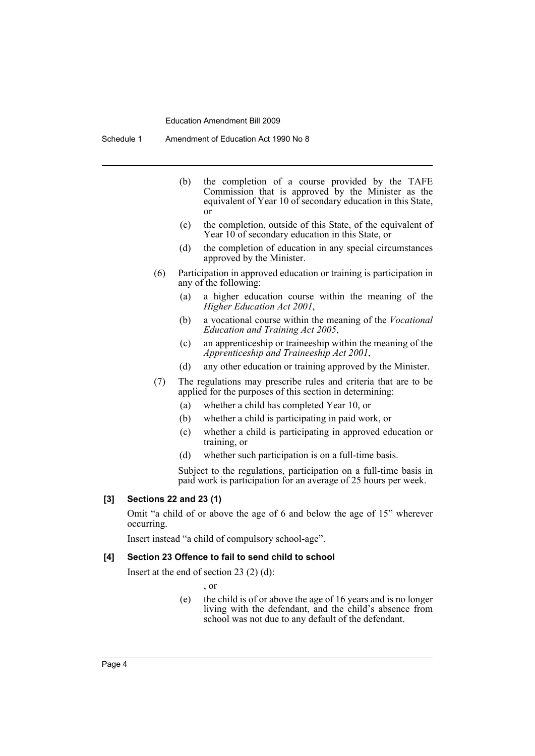- (b) the completion of a course provided by the TAFE Commission that is approved by the Minister as the equivalent of Year 10 of secondary education in this State, or
- (c) the completion, outside of this State, of the equivalent of Year 10 of secondary education in this State, or
- (d) the completion of education in any special circumstances approved by the Minister.

(6) Participation in approved education or training is participation in any of the following:

- (a) a higher education course within the meaning of the *Higher Education Act 2001*,
- (b) a vocational course within the meaning of the *Vocational Education and Training Act 2005*,
- (c) an apprenticeship or traineeship within the meaning of the *Apprenticeship and Traineeship Act 2001*,
- (d) any other education or training approved by the Minister.

(7) The regulations may prescribe rules and criteria that are to be applied for the purposes of this section in determining:

- (a) whether a child has completed Year 10, or
- (b) whether a child is participating in paid work, or
- (c) whether a child is participating in approved education or training, or
- (d) whether such participation is on a full-time basis.

Subject to the regulations, participation on a full-time basis in paid work is participation for an average of 25 hours per week.

### [3] Sections 22 and 23 (1)

Omit "a child of or above the age of 6 and below the age of 15" wherever occurring.

Insert instead "a child of compulsory school-age".

### [4] Section 23 Offence to fail to send child to school

Insert at the end of section 23 (2) (d):

, or

- (e) the child is of or above the age of 16 years and is no longer living with the defendant, and the child's absence from school was not due to any default of the defendant.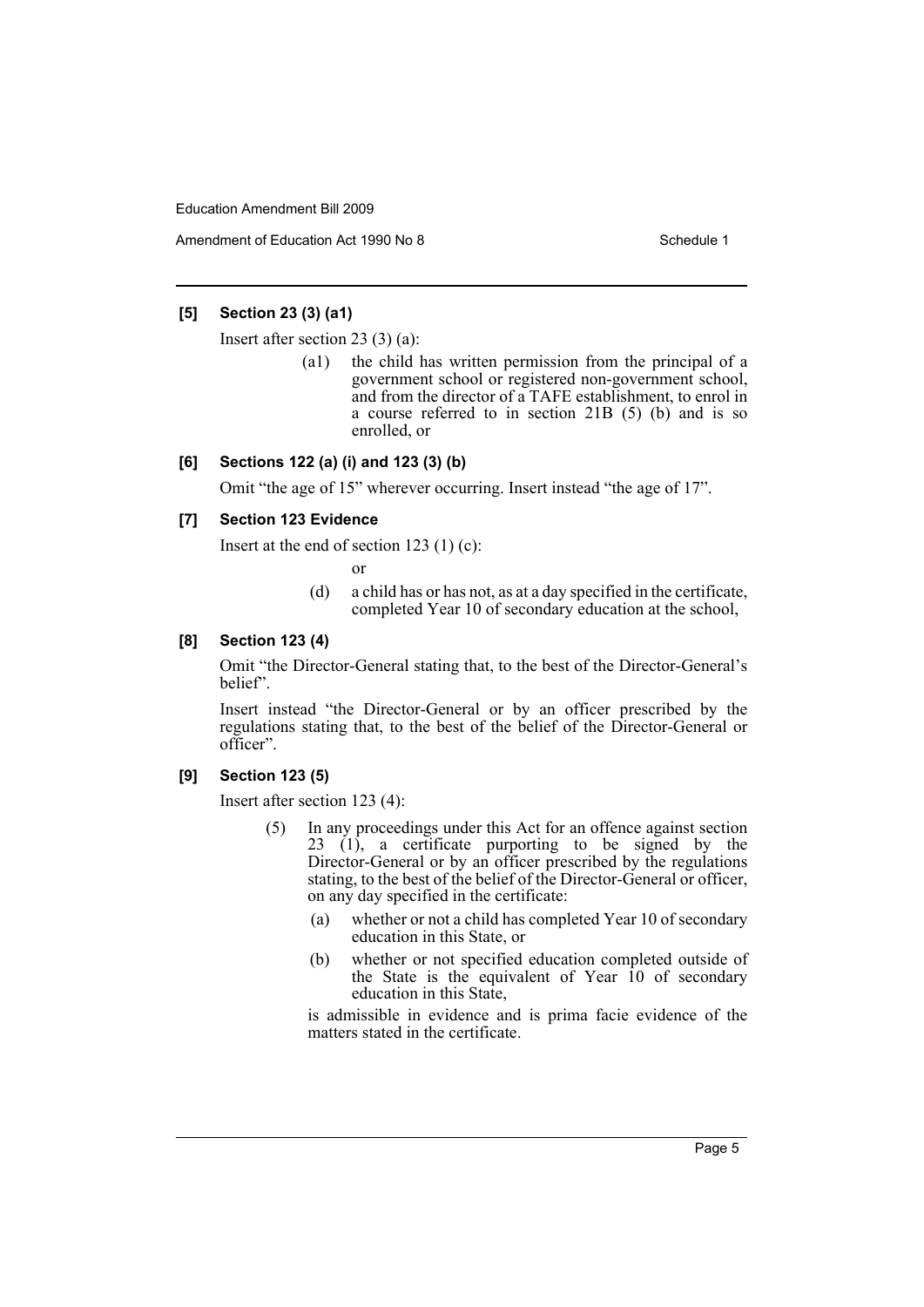### [5] Section 23 (3) (a1)

Insert after section 23 (3) (a):

> (a1) the child has written permission from the principal of a government school or registered non-government school, and from the director of a TAFE establishment, to enrol in a course referred to in section 21B (5) (b) and is so enrolled, or

### [6] Sections 122 (a) (i) and 123 (3) (b)

Omit "the age of 15" wherever occurring. Insert instead "the age of 17".

### [7] Section 123 Evidence

Insert at the end of section 123 (1) (c):

> or
>
> (d) a child has or has not, as at a day specified in the certificate, completed Year 10 of secondary education at the school,

### [8] Section 123 (4)

Omit "the Director-General stating that, to the best of the Director-General's belief".

Insert instead "the Director-General or by an officer prescribed by the regulations stating that, to the best of the belief of the Director-General or officer".

### [9] Section 123 (5)

Insert after section 123 (4):

> (5) In any proceedings under this Act for an offence against section 23 (1), a certificate purporting to be signed by the Director-General or by an officer prescribed by the regulations stating, to the best of the belief of the Director-General or officer, on any day specified in the certificate:
>
> (a) whether or not a child has completed Year 10 of secondary education in this State, or
>
> (b) whether or not specified education completed outside of the State is the equivalent of Year 10 of secondary education in this State,
>
> is admissible in evidence and is prima facie evidence of the matters stated in the certificate.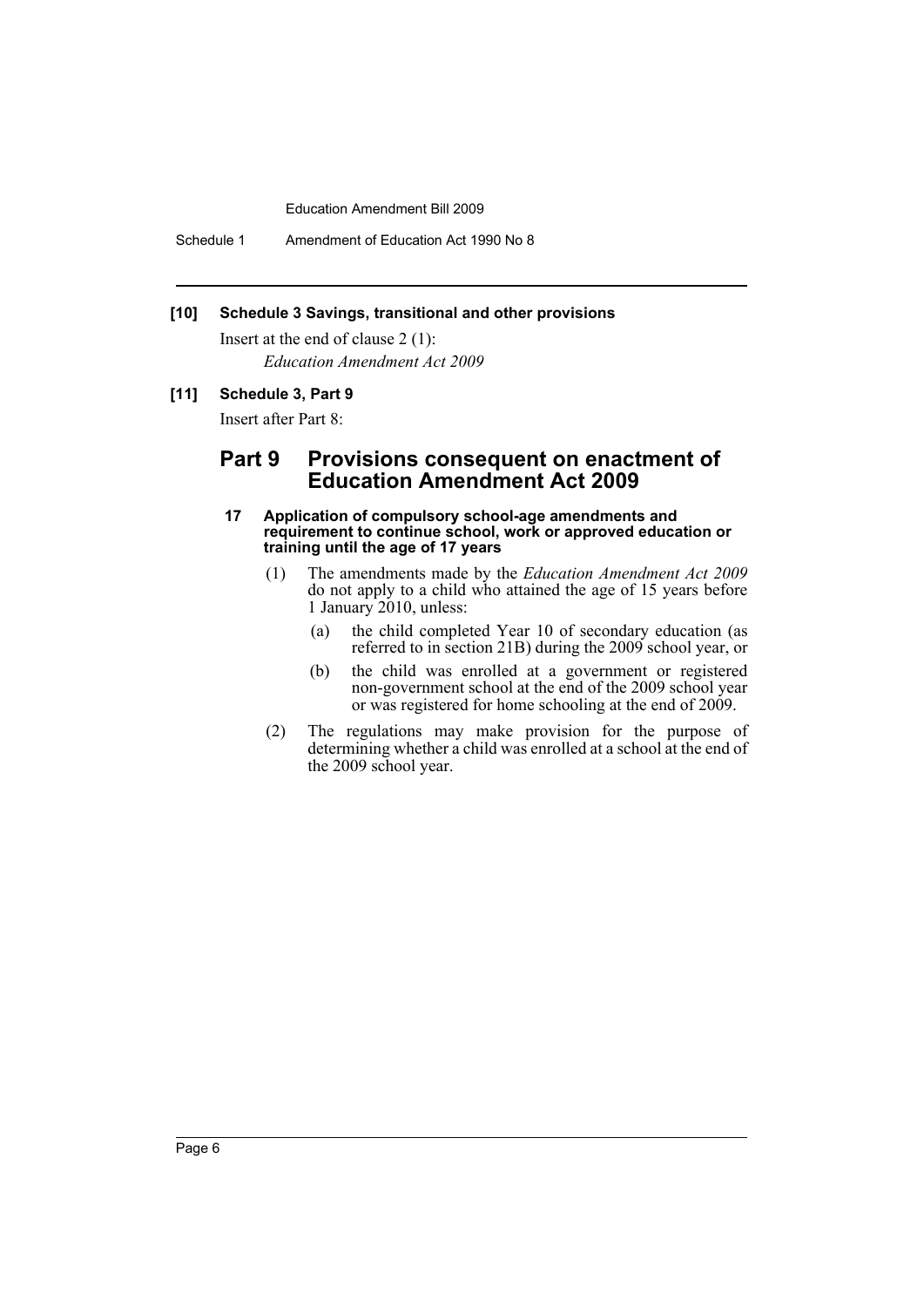**[10] Schedule 3 Savings, transitional and other provisions**

Insert at the end of clause 2 (1):

*Education Amendment Act 2009*

**[11] Schedule 3, Part 9**

Insert after Part 8:

## Part 9 Provisions consequent on enactment of Education Amendment Act 2009

#### 17 Application of compulsory school-age amendments and requirement to continue school, work or approved education or training until the age of 17 years

(1) The amendments made by the *Education Amendment Act 2009* do not apply to a child who attained the age of 15 years before 1 January 2010, unless:

(a) the child completed Year 10 of secondary education (as referred to in section 21B) during the 2009 school year, or

(b) the child was enrolled at a government or registered non-government school at the end of the 2009 school year or was registered for home schooling at the end of 2009.

(2) The regulations may make provision for the purpose of determining whether a child was enrolled at a school at the end of the 2009 school year.